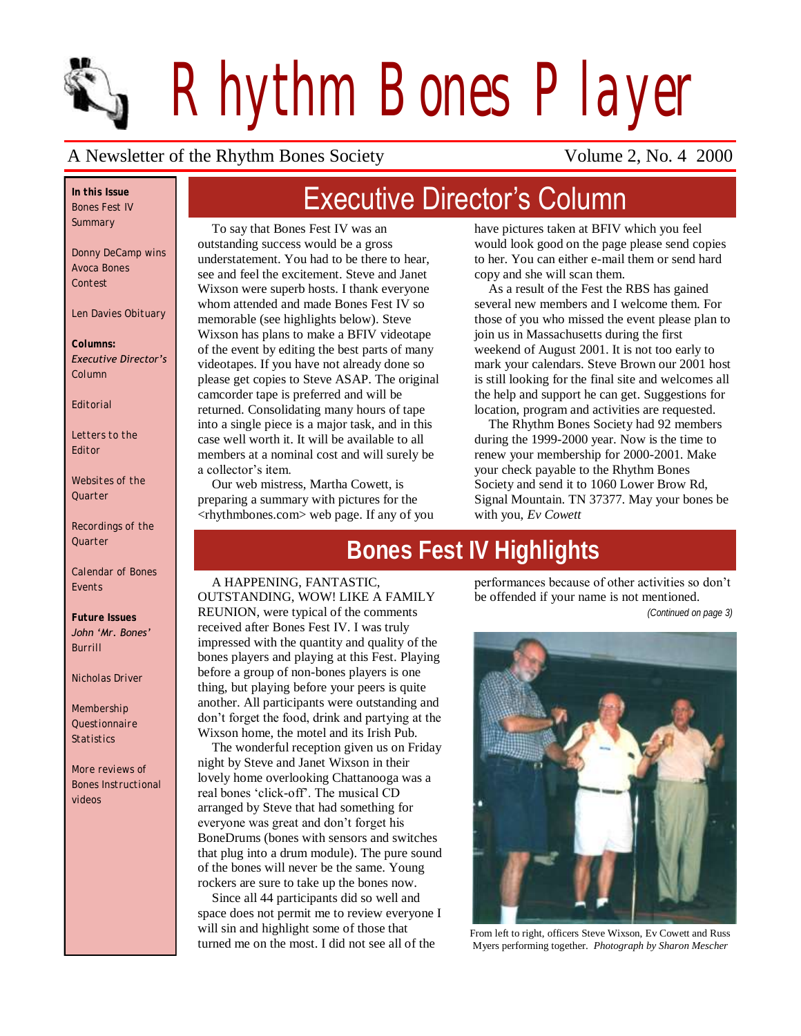# Rhythm Bones Player

A Newsletter of the Rhythm Bones Society — Volume 2, No. 4 2000

**In this Issue**

Bones Fest IV Summary

Donny DeCamp wins Avoca Bones Contest

Len Davies Obituary

**Columns:**

*Executive Director's* Column

Editorial

Letters to the Editor

Websites of the Quarter

Recordings of the Quarter

Calendar of Bones Events

**Future Issues**

*John 'Mr. Bones'* Burrill

Nicholas Driver

Membership Questionnaire Statistics

More reviews of Bones Instructional videos

## Executive Director's Column

To say that Bones Fest IV was an outstanding success would be a gross understatement. You had to be there to hear, see and feel the excitement. Steve and Janet Wixson were superb hosts. I thank everyone whom attended and made Bones Fest IV so memorable (see highlights below). Steve Wixson has plans to make a BFIV videotape of the event by editing the best parts of many videotapes. If you have not already done so please get copies to Steve ASAP. The original camcorder tape is preferred and will be returned. Consolidating many hours of tape into a single piece is a major task, and in this case well worth it. It will be available to all members at a nominal cost and will surely be a collector's item.

Our web mistress, Martha Cowett, is preparing a summary with pictures for the <rhythmbones.com> web page. If any of you have pictures taken at BFIV which you feel would look good on the page please send copies to her. You can either e-mail them or send hard copy and she will scan them.

As a result of the Fest the RBS has gained several new members and I welcome them. For those of you who missed the event please plan to join us in Massachusetts during the first weekend of August 2001. It is not too early to mark your calendars. Steve Brown our 2001 host is still looking for the final site and welcomes all the help and support he can get. Suggestions for location, program and activities are requested.

The Rhythm Bones Society had 92 members during the 1999-2000 year. Now is the time to renew your membership for 2000-2001. Make your check payable to the Rhythm Bones Society and send it to 1060 Lower Brow Rd, Signal Mountain. TN 37377. May your bones be with you, *Ev Cowett*

## Bones Fest IV Highlights

A HAPPENING, FANTASTIC, OUTSTANDING, WOW! LIKE A FAMILY REUNION, were typical of the comments received after Bones Fest IV. I was truly impressed with the quantity and quality of the bones players and playing at this Fest. Playing before a group of non-bones players is one thing, but playing before your peers is quite another. All participants were outstanding and don't forget the food, drink and partying at the Wixson home, the motel and its Irish Pub.

The wonderful reception given us on Friday night by Steve and Janet Wixson in their lovely home overlooking Chattanooga was a real bones 'click-off'. The musical CD arranged by Steve that had something for everyone was great and don't forget his BoneDrums (bones with sensors and switches that plug into a drum module). The pure sound of the bones will never be the same. Young rockers are sure to take up the bones now.

Since all 44 participants did so well and space does not permit me to review everyone I will sin and highlight some of those that turned me on the most. I did not see all of the performances because of other activities so don't be offended if your name is not mentioned.

*(Continued on page 3)*

From left to right, officers Steve Wixson, Ev Cowett and Russ Myers performing together. *Photograph by Sharon Mescher*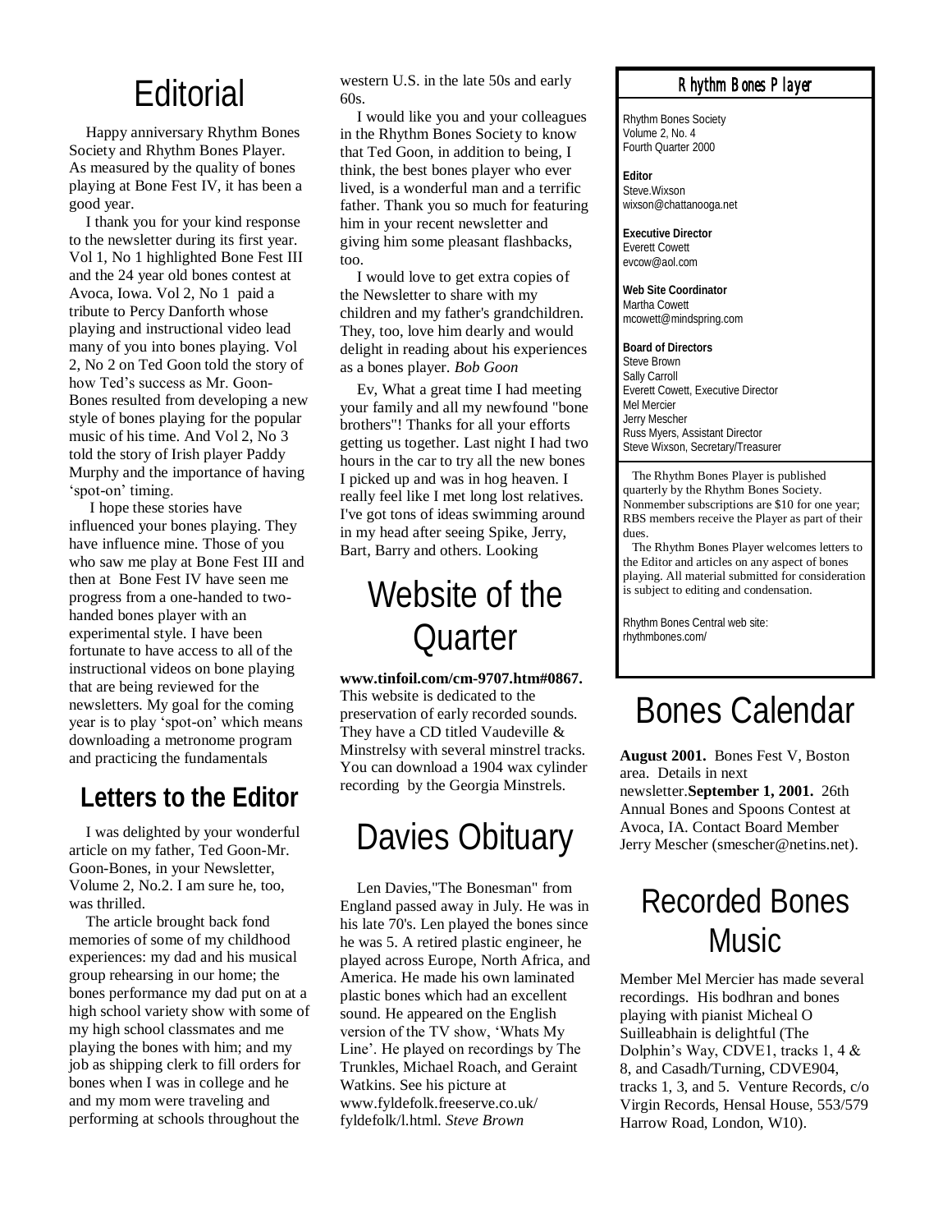# Editorial

Happy anniversary Rhythm Bones Society and Rhythm Bones Player. As measured by the quality of bones playing at Bone Fest IV, it has been a good year.

I thank you for your kind response to the newsletter during its first year. Vol 1, No 1 highlighted Bone Fest III and the 24 year old bones contest at Avoca, Iowa. Vol 2, No 1 paid a tribute to Percy Danforth whose playing and instructional video lead many of you into bones playing. Vol 2, No 2 on Ted Goon told the story of how Ted's success as Mr. Goon-Bones resulted from developing a new style of bones playing for the popular music of his time. And Vol 2, No 3 told the story of Irish player Paddy Murphy and the importance of having 'spot-on' timing.

I hope these stories have influenced your bones playing. They have influence mine. Those of you who saw me play at Bone Fest III and then at Bone Fest IV have seen me progress from a one-handed to two-handed bones player with an experimental style. I have been fortunate to have access to all of the instructional videos on bone playing that are being reviewed for the newsletters. My goal for the coming year is to play 'spot-on' which means downloading a metronome program and practicing the fundamentals

## Letters to the Editor

I was delighted by your wonderful article on my father, Ted Goon-Mr. Goon-Bones, in your Newsletter, Volume 2, No.2. I am sure he, too, was thrilled.

The article brought back fond memories of some of my childhood experiences: my dad and his musical group rehearsing in our home; the bones performance my dad put on at a high school variety show with some of my high school classmates and me playing the bones with him; and my job as shipping clerk to fill orders for bones when I was in college and he and my mom were traveling and performing at schools throughout the western U.S. in the late 50s and early 60s.

I would like you and your colleagues in the Rhythm Bones Society to know that Ted Goon, in addition to being, I think, the best bones player who ever lived, is a wonderful man and a terrific father. Thank you so much for featuring him in your recent newsletter and giving him some pleasant flashbacks, too.

I would love to get extra copies of the Newsletter to share with my children and my father's grandchildren. They, too, love him dearly and would delight in reading about his experiences as a bones player. *Bob Goon*

Ev, What a great time I had meeting your family and all my newfound "bone brothers"! Thanks for all your efforts getting us together. Last night I had two hours in the car to try all the new bones I picked up and was in hog heaven. I really feel like I met long lost relatives. I've got tons of ideas swimming around in my head after seeing Spike, Jerry, Bart, Barry and others. Looking

# Website of the Quarter

**www.tinfoil.com/cm-9707.htm#0867.** This website is dedicated to the preservation of early recorded sounds. They have a CD titled Vaudeville & Minstrelsy with several minstrel tracks. You can download a 1904 wax cylinder recording by the Georgia Minstrels.

# Davies Obituary

Len Davies,"The Bonesman" from England passed away in July. He was in his late 70's. Len played the bones since he was 5. A retired plastic engineer, he played across Europe, North Africa, and America. He made his own laminated plastic bones which had an excellent sound. He appeared on the English version of the TV show, 'Whats My Line'. He played on recordings by The Trunkles, Michael Roach, and Geraint Watkins. See his picture at www.fyldefolk.freeserve.co.uk/fyldefolk/l.html. *Steve Brown*

## Rhythm Bones Player

Rhythm Bones Society
Volume 2, No. 4
Fourth Quarter 2000

**Editor**
Steve.Wixson
wixson@chattanooga.net

**Executive Director**
Everett Cowett
evcow@aol.com

**Web Site Coordinator**
Martha Cowett
mcowett@mindspring.com

**Board of Directors**
Steve Brown
Sally Carroll
Everett Cowett, Executive Director
Mel Mercier
Jerry Mescher
Russ Myers, Assistant Director
Steve Wixson, Secretary/Treasurer

The Rhythm Bones Player is published quarterly by the Rhythm Bones Society. Nonmember subscriptions are $10 for one year; RBS members receive the Player as part of their dues.

The Rhythm Bones Player welcomes letters to the Editor and articles on any aspect of bones playing. All material submitted for consideration is subject to editing and condensation.

Rhythm Bones Central web site: rhythmbones.com/

# Bones Calendar

**August 2001.** Bones Fest V, Boston area. Details in next newsletter.**September 1, 2001.** 26th Annual Bones and Spoons Contest at Avoca, IA. Contact Board Member Jerry Mescher (smescher@netins.net).

# Recorded Bones Music

Member Mel Mercier has made several recordings. His bodhran and bones playing with pianist Micheal O Suilleabhain is delightful (The Dolphin's Way, CDVE1, tracks 1, 4 & 8, and Casadh/Turning, CDVE904, tracks 1, 3, and 5. Venture Records, c/o Virgin Records, Hensal House, 553/579 Harrow Road, London, W10).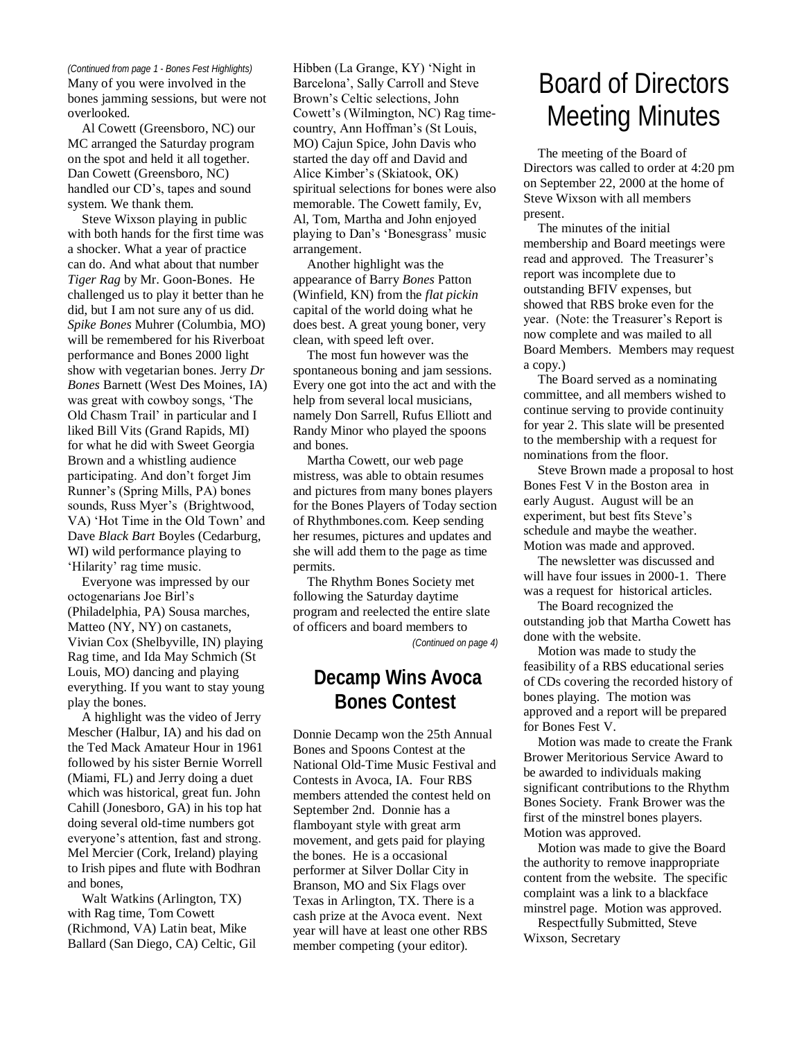*(Continued from page 1 - Bones Fest Highlights)*

Many of you were involved in the bones jamming sessions, but were not overlooked.

Al Cowett (Greensboro, NC) our MC arranged the Saturday program on the spot and held it all together. Dan Cowett (Greensboro, NC) handled our CD's, tapes and sound system. We thank them.

Steve Wixson playing in public with both hands for the first time was a shocker. What a year of practice can do. And what about that number *Tiger Rag* by Mr. Goon-Bones. He challenged us to play it better than he did, but I am not sure any of us did. *Spike Bones* Muhrer (Columbia, MO) will be remembered for his Riverboat performance and Bones 2000 light show with vegetarian bones. Jerry *Dr Bones* Barnett (West Des Moines, IA) was great with cowboy songs, 'The Old Chasm Trail' in particular and I liked Bill Vits (Grand Rapids, MI) for what he did with Sweet Georgia Brown and a whistling audience participating. And don't forget Jim Runner's (Spring Mills, PA) bones sounds, Russ Myer's (Brightwood, VA) 'Hot Time in the Old Town' and Dave *Black Bart* Boyles (Cedarburg, WI) wild performance playing to 'Hilarity' rag time music.

Everyone was impressed by our octogenarians Joe Birl's (Philadelphia, PA) Sousa marches, Matteo (NY, NY) on castanets, Vivian Cox (Shelbyville, IN) playing Rag time, and Ida May Schmich (St Louis, MO) dancing and playing everything. If you want to stay young play the bones.

A highlight was the video of Jerry Mescher (Halbur, IA) and his dad on the Ted Mack Amateur Hour in 1961 followed by his sister Bernie Worrell (Miami, FL) and Jerry doing a duet which was historical, great fun. John Cahill (Jonesboro, GA) in his top hat doing several old-time numbers got everyone's attention, fast and strong. Mel Mercier (Cork, Ireland) playing to Irish pipes and flute with Bodhran and bones,

Walt Watkins (Arlington, TX) with Rag time, Tom Cowett (Richmond, VA) Latin beat, Mike Ballard (San Diego, CA) Celtic, Gil Hibben (La Grange, KY) 'Night in Barcelona', Sally Carroll and Steve Brown's Celtic selections, John Cowett's (Wilmington, NC) Rag time-country, Ann Hoffman's (St Louis, MO) Cajun Spice, John Davis who started the day off and David and Alice Kimber's (Skiatook, OK) spiritual selections for bones were also memorable. The Cowett family, Ev, Al, Tom, Martha and John enjoyed playing to Dan's 'Bonesgrass' music arrangement.

Another highlight was the appearance of Barry *Bones* Patton (Winfield, KN) from the *flat pickin* capital of the world doing what he does best. A great young boner, very clean, with speed left over.

The most fun however was the spontaneous boning and jam sessions. Every one got into the act and with the help from several local musicians, namely Don Sarrell, Rufus Elliott and Randy Minor who played the spoons and bones.

Martha Cowett, our web page mistress, was able to obtain resumes and pictures from many bones players for the Bones Players of Today section of Rhythmbones.com. Keep sending her resumes, pictures and updates and she will add them to the page as time permits.

The Rhythm Bones Society met following the Saturday daytime program and reelected the entire slate of officers and board members to

*(Continued on page 4)*

## Decamp Wins Avoca Bones Contest

Donnie Decamp won the 25th Annual Bones and Spoons Contest at the National Old-Time Music Festival and Contests in Avoca, IA. Four RBS members attended the contest held on September 2nd. Donnie has a flamboyant style with great arm movement, and gets paid for playing the bones. He is a occasional performer at Silver Dollar City in Branson, MO and Six Flags over Texas in Arlington, TX. There is a cash prize at the Avoca event. Next year will have at least one other RBS member competing (your editor).

# Board of Directors Meeting Minutes

The meeting of the Board of Directors was called to order at 4:20 pm on September 22, 2000 at the home of Steve Wixson with all members present.

The minutes of the initial membership and Board meetings were read and approved. The Treasurer's report was incomplete due to outstanding BFIV expenses, but showed that RBS broke even for the year. (Note: the Treasurer's Report is now complete and was mailed to all Board Members. Members may request a copy.)

The Board served as a nominating committee, and all members wished to continue serving to provide continuity for year 2. This slate will be presented to the membership with a request for nominations from the floor.

Steve Brown made a proposal to host Bones Fest V in the Boston area in early August. August will be an experiment, but best fits Steve's schedule and maybe the weather. Motion was made and approved.

The newsletter was discussed and will have four issues in 2000-1. There was a request for historical articles.

The Board recognized the outstanding job that Martha Cowett has done with the website.

Motion was made to study the feasibility of a RBS educational series of CDs covering the recorded history of bones playing. The motion was approved and a report will be prepared for Bones Fest V.

Motion was made to create the Frank Brower Meritorious Service Award to be awarded to individuals making significant contributions to the Rhythm Bones Society. Frank Brower was the first of the minstrel bones players. Motion was approved.

Motion was made to give the Board the authority to remove inappropriate content from the website. The specific complaint was a link to a blackface minstrel page. Motion was approved.

Respectfully Submitted, Steve Wixson, Secretary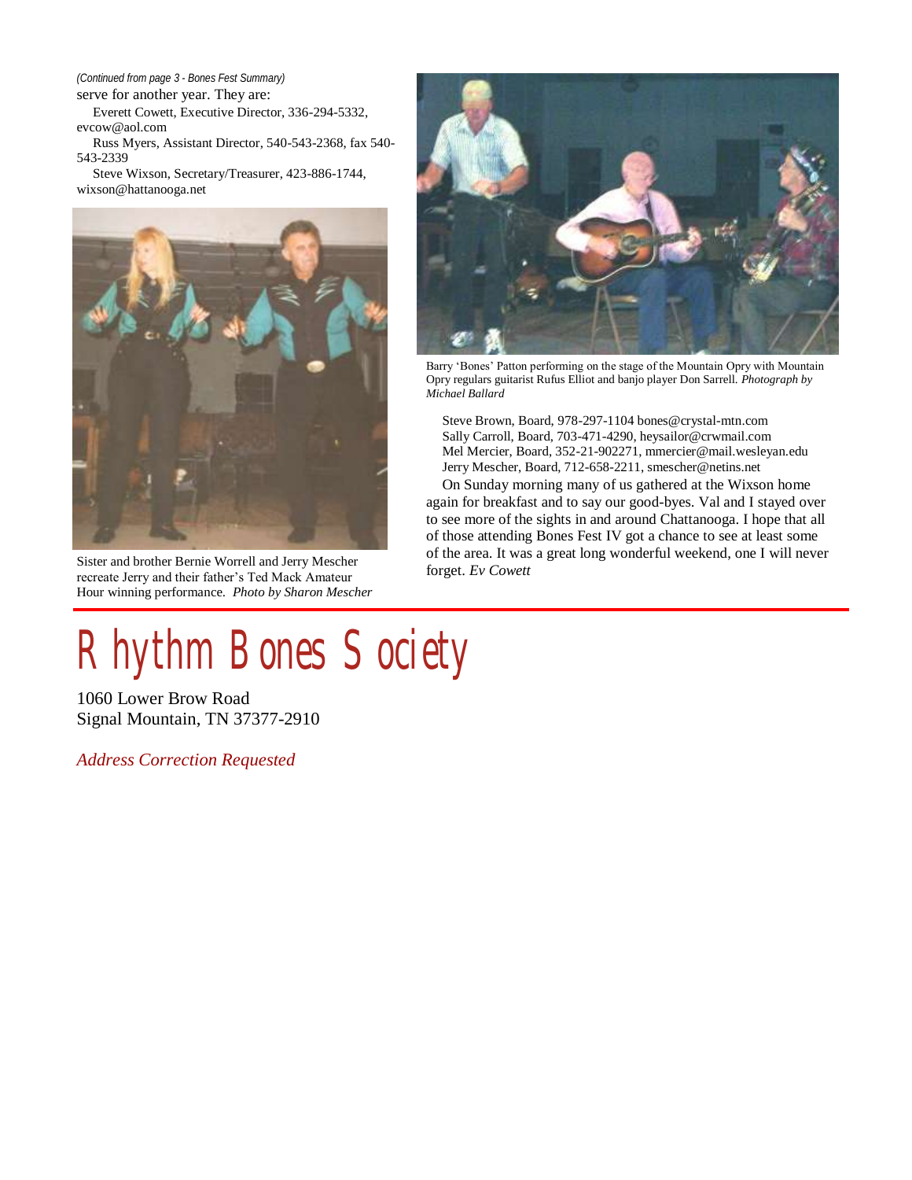*(Continued from page 3 - Bones Fest Summary)*

serve for another year. They are:

Everett Cowett, Executive Director, 336-294-5332, evcow@aol.com

Russ Myers, Assistant Director, 540-543-2368, fax 540-543-2339

Steve Wixson, Secretary/Treasurer, 423-886-1744, wixson@hattanooga.net

Sister and brother Bernie Worrell and Jerry Mescher recreate Jerry and their father's Ted Mack Amateur Hour winning performance. *Photo by Sharon Mescher*

Barry 'Bones' Patton performing on the stage of the Mountain Opry with Mountain Opry regulars guitarist Rufus Elliot and banjo player Don Sarrell. *Photograph by Michael Ballard*

Steve Brown, Board, 978-297-1104 bones@crystal-mtn.com
Sally Carroll, Board, 703-471-4290, heysailor@crwmail.com
Mel Mercier, Board, 352-21-902271, mmercier@mail.wesleyan.edu
Jerry Mescher, Board, 712-658-2211, smescher@netins.net

On Sunday morning many of us gathered at the Wixson home again for breakfast and to say our good-byes. Val and I stayed over to see more of the sights in and around Chattanooga. I hope that all of those attending Bones Fest IV got a chance to see at least some of the area. It was a great long wonderful weekend, one I will never forget. *Ev Cowett*

# Rhythm Bones Society

1060 Lower Brow Road
Signal Mountain, TN 37377-2910

*Address Correction Requested*